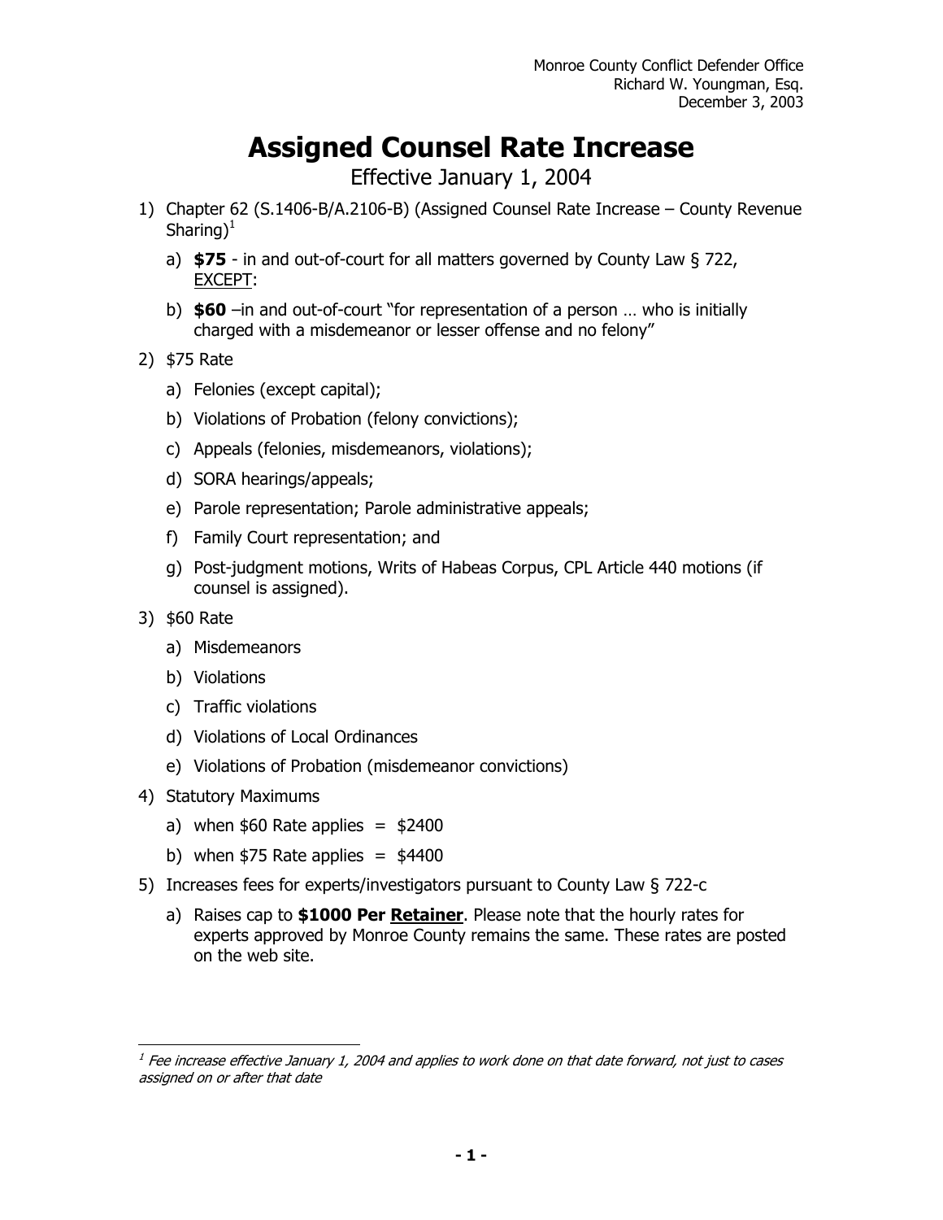Monroe County Conflict Defender Office
Richard W. Youngman, Esq.
December 3, 2003

# Assigned Counsel Rate Increase

Effective January 1, 2004

1) Chapter 62 (S.1406-B/A.2106-B) (Assigned Counsel Rate Increase – County Revenue Sharing)[1]
   a) **$75** - in and out-of-court for all matters governed by County Law § 722, EXCEPT:
   b) **$60** –in and out-of-court "for representation of a person … who is initially charged with a misdemeanor or lesser offense and no felony"
2) $75 Rate
   a) Felonies (except capital);
   b) Violations of Probation (felony convictions);
   c) Appeals (felonies, misdemeanors, violations);
   d) SORA hearings/appeals;
   e) Parole representation; Parole administrative appeals;
   f) Family Court representation; and
   g) Post-judgment motions, Writs of Habeas Corpus, CPL Article 440 motions (if counsel is assigned).
3) $60 Rate
   a) Misdemeanors
   b) Violations
   c) Traffic violations
   d) Violations of Local Ordinances
   e) Violations of Probation (misdemeanor convictions)
4) Statutory Maximums
   a) when $60 Rate applies = $2400
   b) when $75 Rate applies = $4400
5) Increases fees for experts/investigators pursuant to County Law § 722-c
   a) Raises cap to **$1000 Per <u>Retainer</u>**. Please note that the hourly rates for experts approved by Monroe County remains the same. These rates are posted on the web site.

---

[1] *Fee increase effective January 1, 2004 and applies to work done on that date forward, not just to cases assigned on or after that date*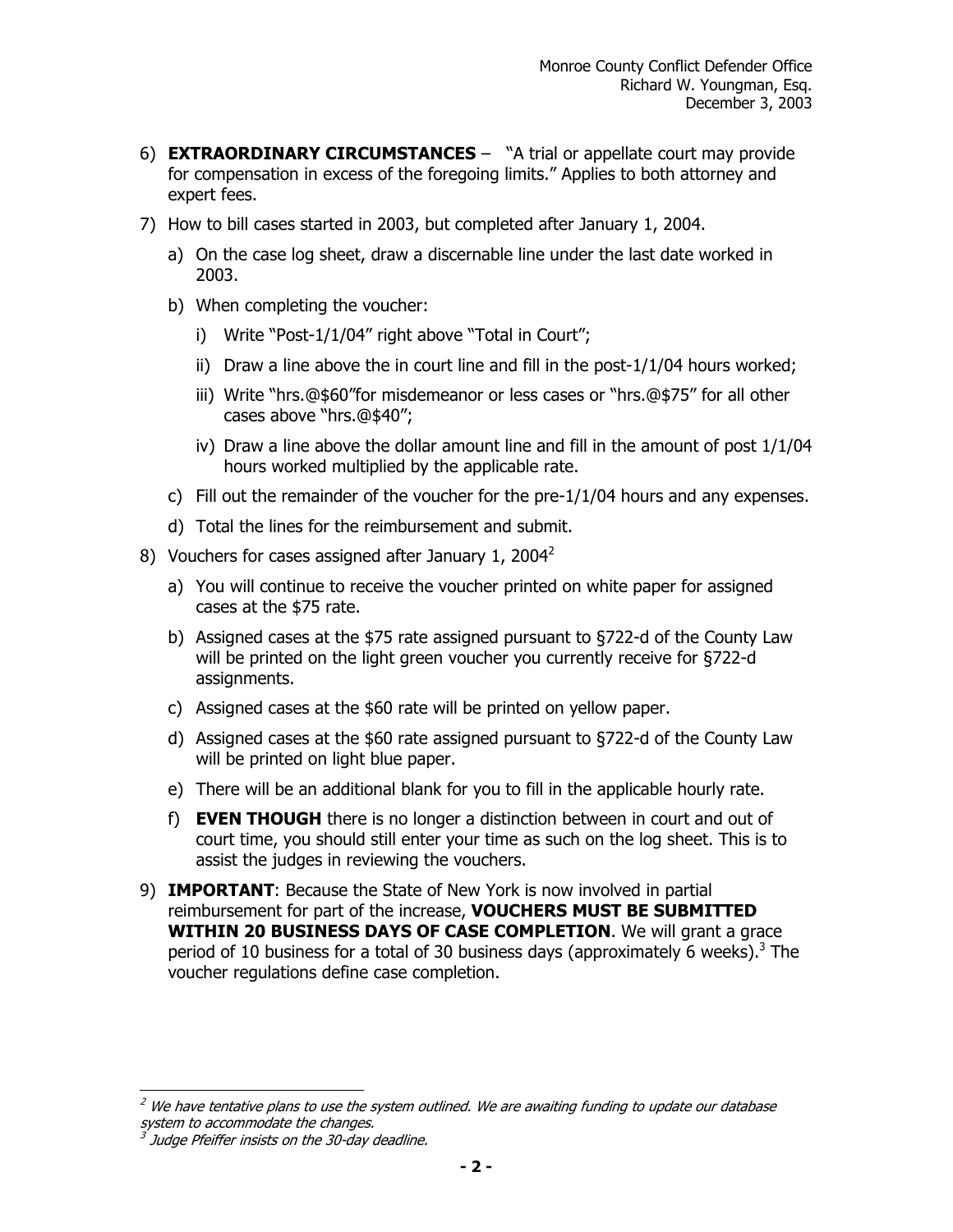6) **EXTRAORDINARY CIRCUMSTANCES** – "A trial or appellate court may provide for compensation in excess of the foregoing limits." Applies to both attorney and expert fees.

7) How to bill cases started in 2003, but completed after January 1, 2004.

   a) On the case log sheet, draw a discernable line under the last date worked in 2003.

   b) When completing the voucher:

      i) Write "Post-1/1/04" right above "Total in Court";

      ii) Draw a line above the in court line and fill in the post-1/1/04 hours worked;

      iii) Write "hrs.@$60"for misdemeanor or less cases or "hrs.@$75" for all other cases above "hrs.@$40";

      iv) Draw a line above the dollar amount line and fill in the amount of post 1/1/04 hours worked multiplied by the applicable rate.

   c) Fill out the remainder of the voucher for the pre-1/1/04 hours and any expenses.

   d) Total the lines for the reimbursement and submit.

8) Vouchers for cases assigned after January 1, 2004[2]

   a) You will continue to receive the voucher printed on white paper for assigned cases at the $75 rate.

   b) Assigned cases at the $75 rate assigned pursuant to §722-d of the County Law will be printed on the light green voucher you currently receive for §722-d assignments.

   c) Assigned cases at the $60 rate will be printed on yellow paper.

   d) Assigned cases at the $60 rate assigned pursuant to §722-d of the County Law will be printed on light blue paper.

   e) There will be an additional blank for you to fill in the applicable hourly rate.

   f) **EVEN THOUGH** there is no longer a distinction between in court and out of court time, you should still enter your time as such on the log sheet. This is to assist the judges in reviewing the vouchers.

9) **IMPORTANT**: Because the State of New York is now involved in partial reimbursement for part of the increase, **VOUCHERS MUST BE SUBMITTED WITHIN 20 BUSINESS DAYS OF CASE COMPLETION**. We will grant a grace period of 10 business for a total of 30 business days (approximately 6 weeks).[3] The voucher regulations define case completion.

---

[2] *We have tentative plans to use the system outlined. We are awaiting funding to update our database system to accommodate the changes.*

[3] *Judge Pfeiffer insists on the 30-day deadline.*